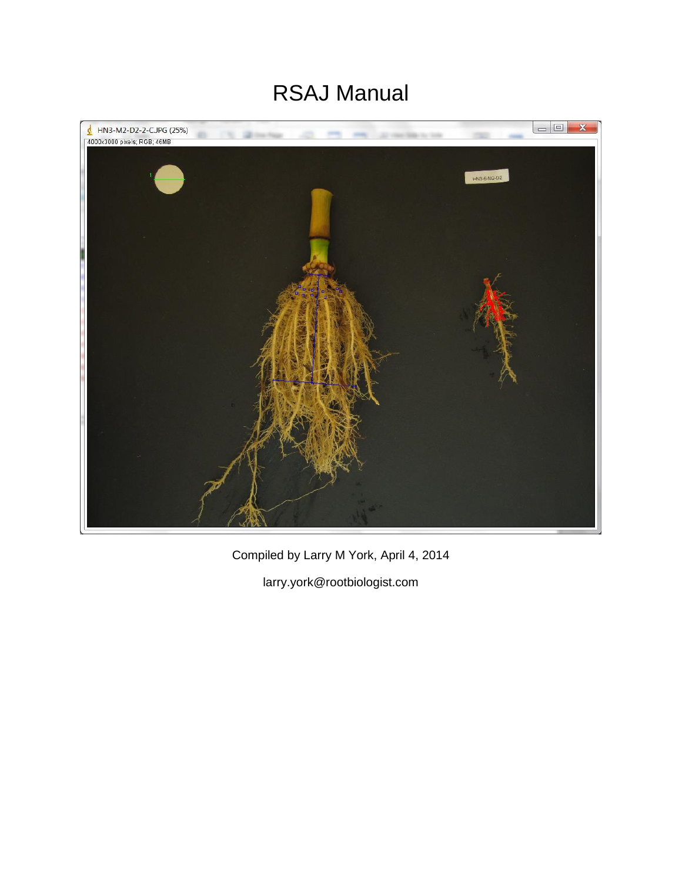# RSAJ Manual

Compiled by Larry M York, April 4, 2014

larry.york@rootbiologist.com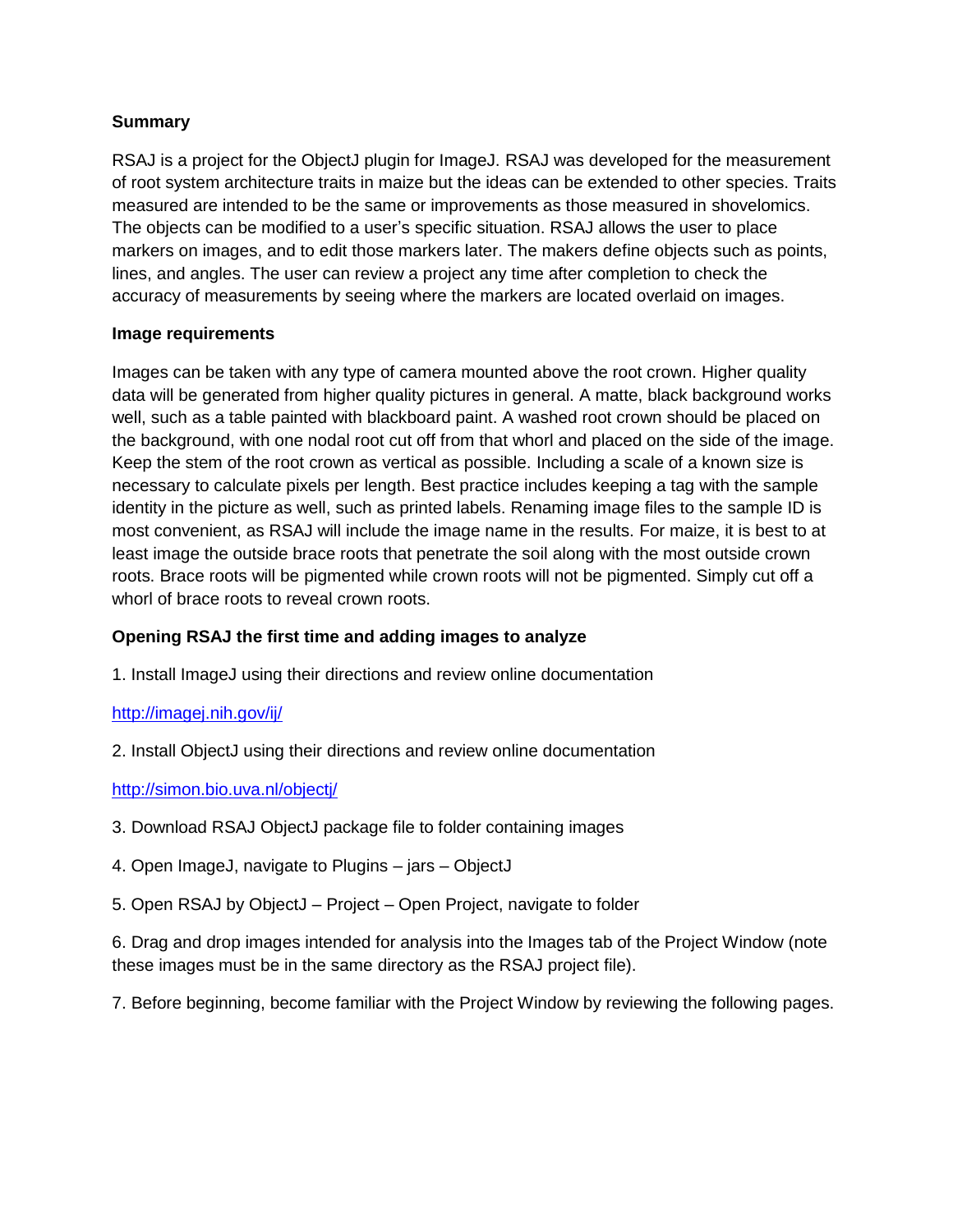**Summary**

RSAJ is a project for the ObjectJ plugin for ImageJ. RSAJ was developed for the measurement of root system architecture traits in maize but the ideas can be extended to other species. Traits measured are intended to be the same or improvements as those measured in shovelomics. The objects can be modified to a user's specific situation. RSAJ allows the user to place markers on images, and to edit those markers later. The makers define objects such as points, lines, and angles. The user can review a project any time after completion to check the accuracy of measurements by seeing where the markers are located overlaid on images.

**Image requirements**

Images can be taken with any type of camera mounted above the root crown. Higher quality data will be generated from higher quality pictures in general. A matte, black background works well, such as a table painted with blackboard paint. A washed root crown should be placed on the background, with one nodal root cut off from that whorl and placed on the side of the image. Keep the stem of the root crown as vertical as possible. Including a scale of a known size is necessary to calculate pixels per length. Best practice includes keeping a tag with the sample identity in the picture as well, such as printed labels. Renaming image files to the sample ID is most convenient, as RSAJ will include the image name in the results. For maize, it is best to at least image the outside brace roots that penetrate the soil along with the most outside crown roots. Brace roots will be pigmented while crown roots will not be pigmented. Simply cut off a whorl of brace roots to reveal crown roots.

**Opening RSAJ the first time and adding images to analyze**

1. Install ImageJ using their directions and review online documentation

[http://imagej.nih.gov/ij/](http://imagej.nih.gov/ij/)

2. Install ObjectJ using their directions and review online documentation

[http://simon.bio.uva.nl/objectj/](http://simon.bio.uva.nl/objectj/)

3. Download RSAJ ObjectJ package file to folder containing images

4. Open ImageJ, navigate to Plugins – jars – ObjectJ

5. Open RSAJ by ObjectJ – Project – Open Project, navigate to folder

6. Drag and drop images intended for analysis into the Images tab of the Project Window (note these images must be in the same directory as the RSAJ project file).

7. Before beginning, become familiar with the Project Window by reviewing the following pages.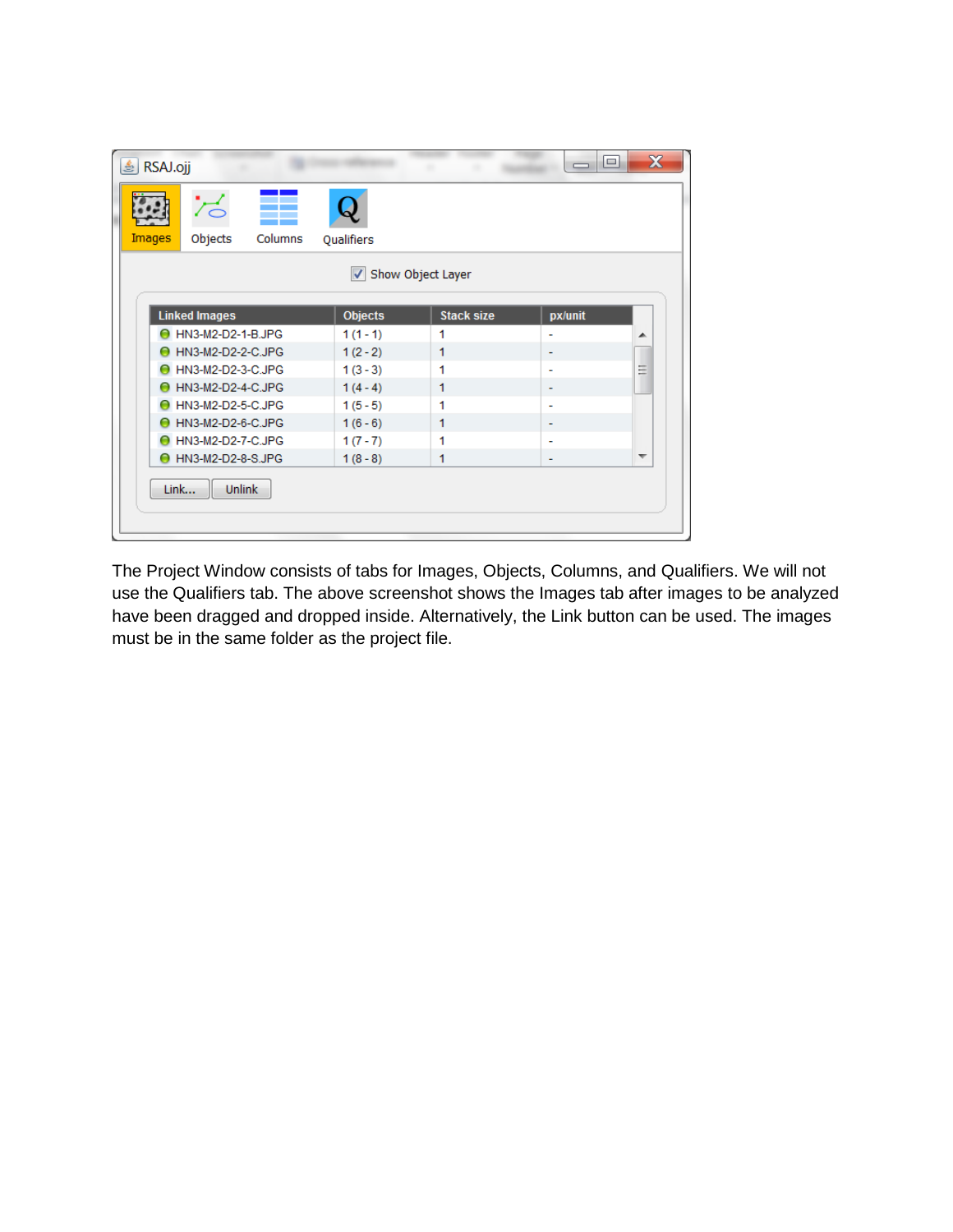The Project Window consists of tabs for Images, Objects, Columns, and Qualifiers. We will not use the Qualifiers tab. The above screenshot shows the Images tab after images to be analyzed have been dragged and dropped inside. Alternatively, the Link button can be used. The images must be in the same folder as the project file.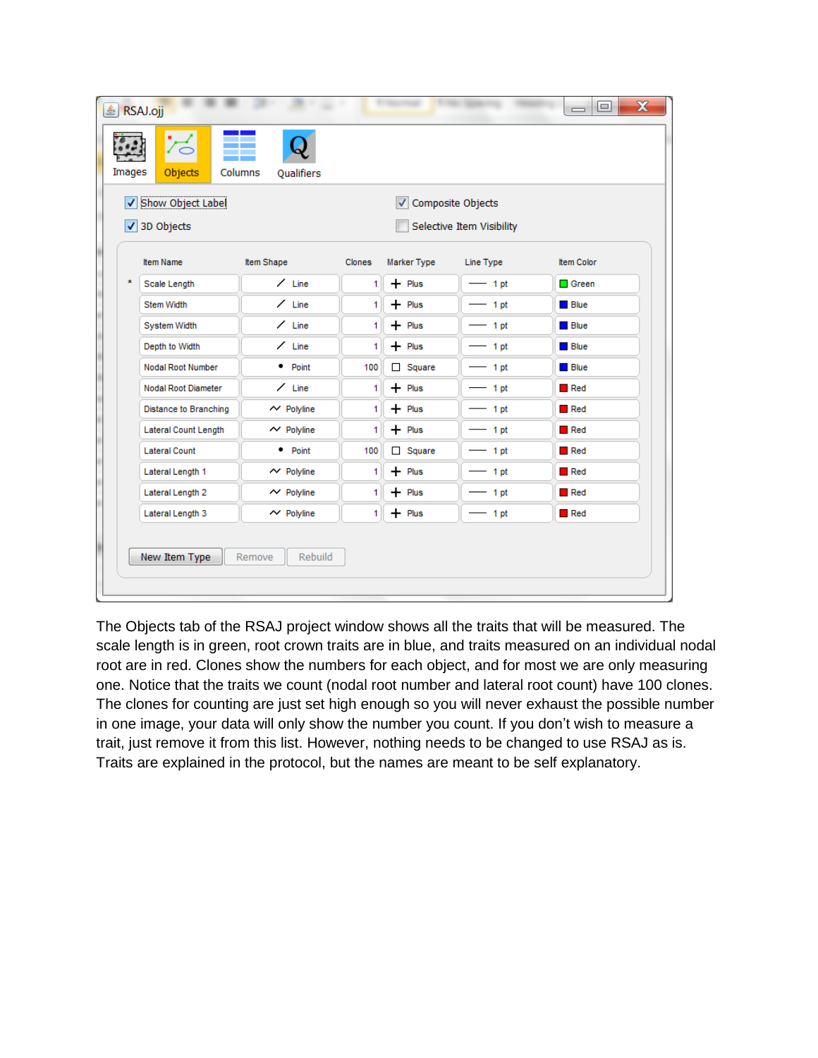RSAJ.ojj

Images | Objects | Columns | Qualifiers

☑ Show Object Label ☑ Composite Objects

☑ 3D Objects ☐ Selective Item Visibility

| | Item Name | Item Shape | Clones | Marker Type | Line Type | Item Color |
|---|---|---|---|---|---|---|
| * | Scale Length | Line | 1 | Plus | 1 pt | Green |
| | Stem Width | Line | 1 | Plus | 1 pt | Blue |
| | System Width | Line | 1 | Plus | 1 pt | Blue |
| | Depth to Width | Line | 1 | Plus | 1 pt | Blue |
| | Nodal Root Number | Point | 100 | Square | 1 pt | Blue |
| | Nodal Root Diameter | Line | 1 | Plus | 1 pt | Red |
| | Distance to Branching | Polyline | 1 | Plus | 1 pt | Red |
| | Lateral Count Length | Polyline | 1 | Plus | 1 pt | Red |
| | Lateral Count | Point | 100 | Square | 1 pt | Red |
| | Lateral Length 1 | Polyline | 1 | Plus | 1 pt | Red |
| | Lateral Length 2 | Polyline | 1 | Plus | 1 pt | Red |
| | Lateral Length 3 | Polyline | 1 | Plus | 1 pt | Red |

New Item Type | Remove | Rebuild

The Objects tab of the RSAJ project window shows all the traits that will be measured. The scale length is in green, root crown traits are in blue, and traits measured on an individual nodal root are in red. Clones show the numbers for each object, and for most we are only measuring one. Notice that the traits we count (nodal root number and lateral root count) have 100 clones. The clones for counting are just set high enough so you will never exhaust the possible number in one image, your data will only show the number you count. If you don't wish to measure a trait, just remove it from this list. However, nothing needs to be changed to use RSAJ as is. Traits are explained in the protocol, but the names are meant to be self explanatory.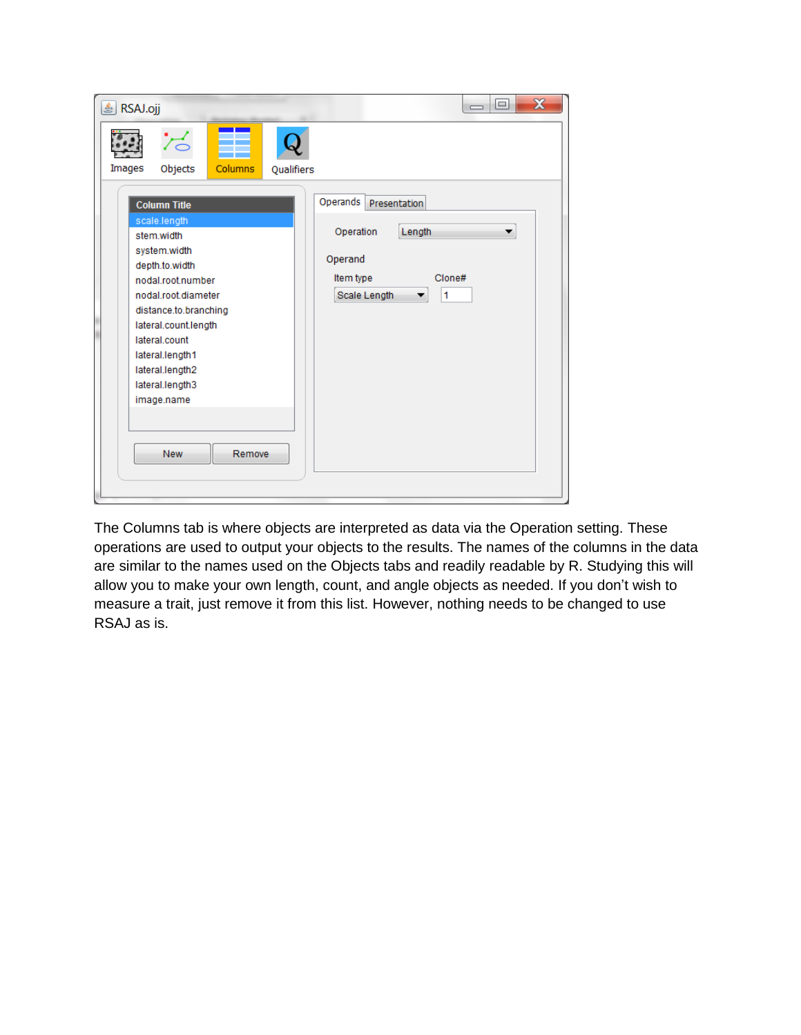The Columns tab is where objects are interpreted as data via the Operation setting. These operations are used to output your objects to the results. The names of the columns in the data are similar to the names used on the Objects tabs and readily readable by R. Studying this will allow you to make your own length, count, and angle objects as needed. If you don't wish to measure a trait, just remove it from this list. However, nothing needs to be changed to use RSAJ as is.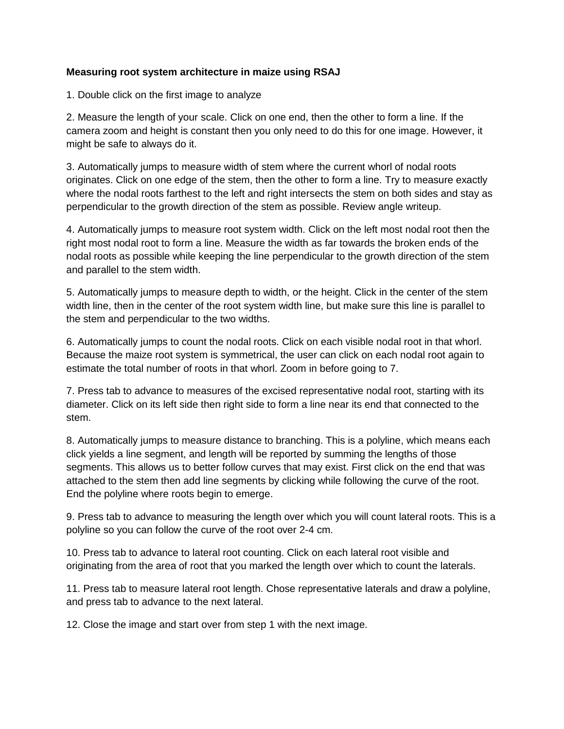**Measuring root system architecture in maize using RSAJ**

1. Double click on the first image to analyze

2. Measure the length of your scale. Click on one end, then the other to form a line. If the camera zoom and height is constant then you only need to do this for one image. However, it might be safe to always do it.

3. Automatically jumps to measure width of stem where the current whorl of nodal roots originates. Click on one edge of the stem, then the other to form a line. Try to measure exactly where the nodal roots farthest to the left and right intersects the stem on both sides and stay as perpendicular to the growth direction of the stem as possible. Review angle writeup.

4. Automatically jumps to measure root system width. Click on the left most nodal root then the right most nodal root to form a line. Measure the width as far towards the broken ends of the nodal roots as possible while keeping the line perpendicular to the growth direction of the stem and parallel to the stem width.

5. Automatically jumps to measure depth to width, or the height. Click in the center of the stem width line, then in the center of the root system width line, but make sure this line is parallel to the stem and perpendicular to the two widths.

6. Automatically jumps to count the nodal roots. Click on each visible nodal root in that whorl. Because the maize root system is symmetrical, the user can click on each nodal root again to estimate the total number of roots in that whorl. Zoom in before going to 7.

7. Press tab to advance to measures of the excised representative nodal root, starting with its diameter. Click on its left side then right side to form a line near its end that connected to the stem.

8. Automatically jumps to measure distance to branching. This is a polyline, which means each click yields a line segment, and length will be reported by summing the lengths of those segments. This allows us to better follow curves that may exist. First click on the end that was attached to the stem then add line segments by clicking while following the curve of the root. End the polyline where roots begin to emerge.

9. Press tab to advance to measuring the length over which you will count lateral roots. This is a polyline so you can follow the curve of the root over 2-4 cm.

10. Press tab to advance to lateral root counting. Click on each lateral root visible and originating from the area of root that you marked the length over which to count the laterals.

11. Press tab to measure lateral root length. Chose representative laterals and draw a polyline, and press tab to advance to the next lateral.

12. Close the image and start over from step 1 with the next image.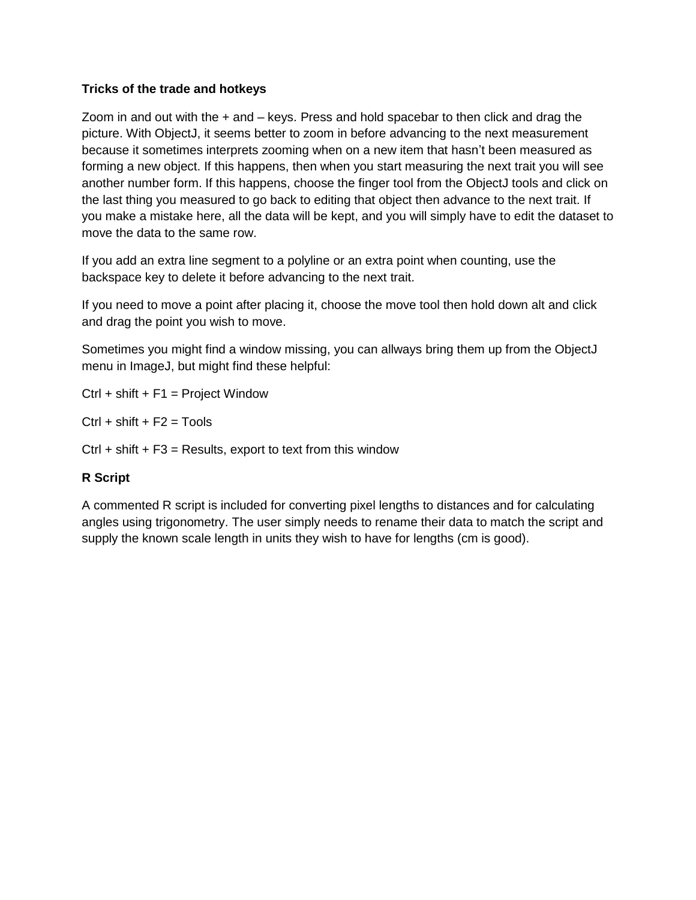**Tricks of the trade and hotkeys**

Zoom in and out with the + and – keys. Press and hold spacebar to then click and drag the picture. With ObjectJ, it seems better to zoom in before advancing to the next measurement because it sometimes interprets zooming when on a new item that hasn't been measured as forming a new object. If this happens, then when you start measuring the next trait you will see another number form. If this happens, choose the finger tool from the ObjectJ tools and click on the last thing you measured to go back to editing that object then advance to the next trait. If you make a mistake here, all the data will be kept, and you will simply have to edit the dataset to move the data to the same row.

If you add an extra line segment to a polyline or an extra point when counting, use the backspace key to delete it before advancing to the next trait.

If you need to move a point after placing it, choose the move tool then hold down alt and click and drag the point you wish to move.

Sometimes you might find a window missing, you can allways bring them up from the ObjectJ menu in ImageJ, but might find these helpful:

Ctrl + shift + F1 = Project Window

Ctrl + shift + F2 = Tools

Ctrl + shift + F3 = Results, export to text from this window

**R Script**

A commented R script is included for converting pixel lengths to distances and for calculating angles using trigonometry. The user simply needs to rename their data to match the script and supply the known scale length in units they wish to have for lengths (cm is good).